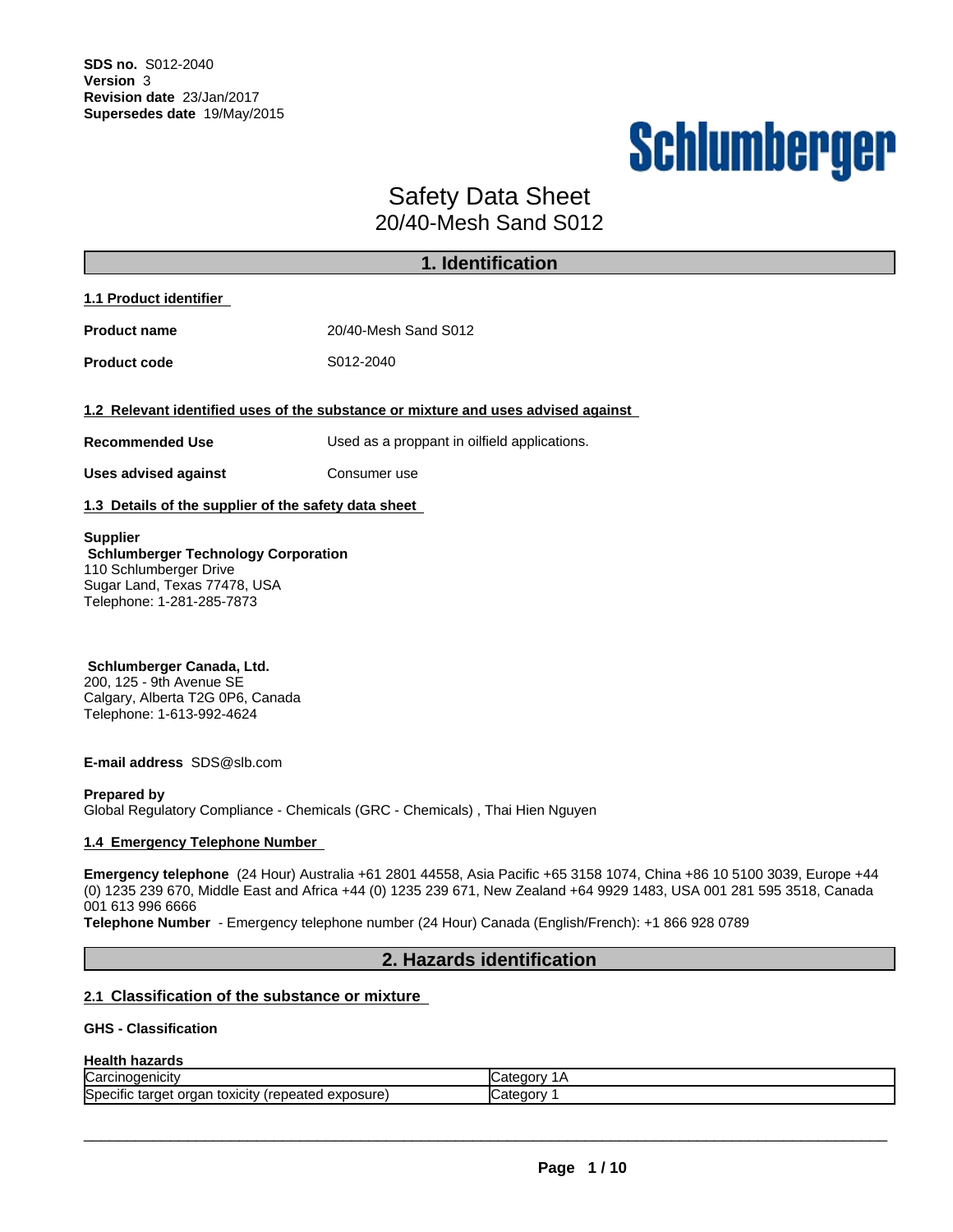**SDS no.** S012-2040
**Version** 3
**Revision date** 23/Jan/2017
**Supersedes date** 19/May/2015

Schlumberger

# Safety Data Sheet
## 20/40-Mesh Sand S012

## 1. Identification

### 1.1 Product identifier

**Product name** 20/40-Mesh Sand S012

**Product code** S012-2040

### 1.2 Relevant identified uses of the substance or mixture and uses advised against

**Recommended Use** Used as a proppant in oilfield applications.

**Uses advised against** Consumer use

### 1.3 Details of the supplier of the safety data sheet

**Supplier**
**Schlumberger Technology Corporation**
110 Schlumberger Drive
Sugar Land, Texas 77478, USA
Telephone: 1-281-285-7873

**Schlumberger Canada, Ltd.**
200, 125 - 9th Avenue SE
Calgary, Alberta T2G 0P6, Canada
Telephone: 1-613-992-4624

**E-mail address** SDS@slb.com

**Prepared by**
Global Regulatory Compliance - Chemicals (GRC - Chemicals) , Thai Hien Nguyen

### 1.4 Emergency Telephone Number

**Emergency telephone** (24 Hour) Australia +61 2801 44558, Asia Pacific +65 3158 1074, China +86 10 5100 3039, Europe +44 (0) 1235 239 670, Middle East and Africa +44 (0) 1235 239 671, New Zealand +64 9929 1483, USA 001 281 595 3518, Canada 001 613 996 6666
**Telephone Number** - Emergency telephone number (24 Hour) Canada (English/French): +1 866 928 0789

## 2. Hazards identification

### 2.1 Classification of the substance or mixture

**GHS - Classification**

**Health hazards**

| | |
|---|---|
| Carcinogenicity | Category 1A |
| Specific target organ toxicity (repeated exposure) | Category 1 |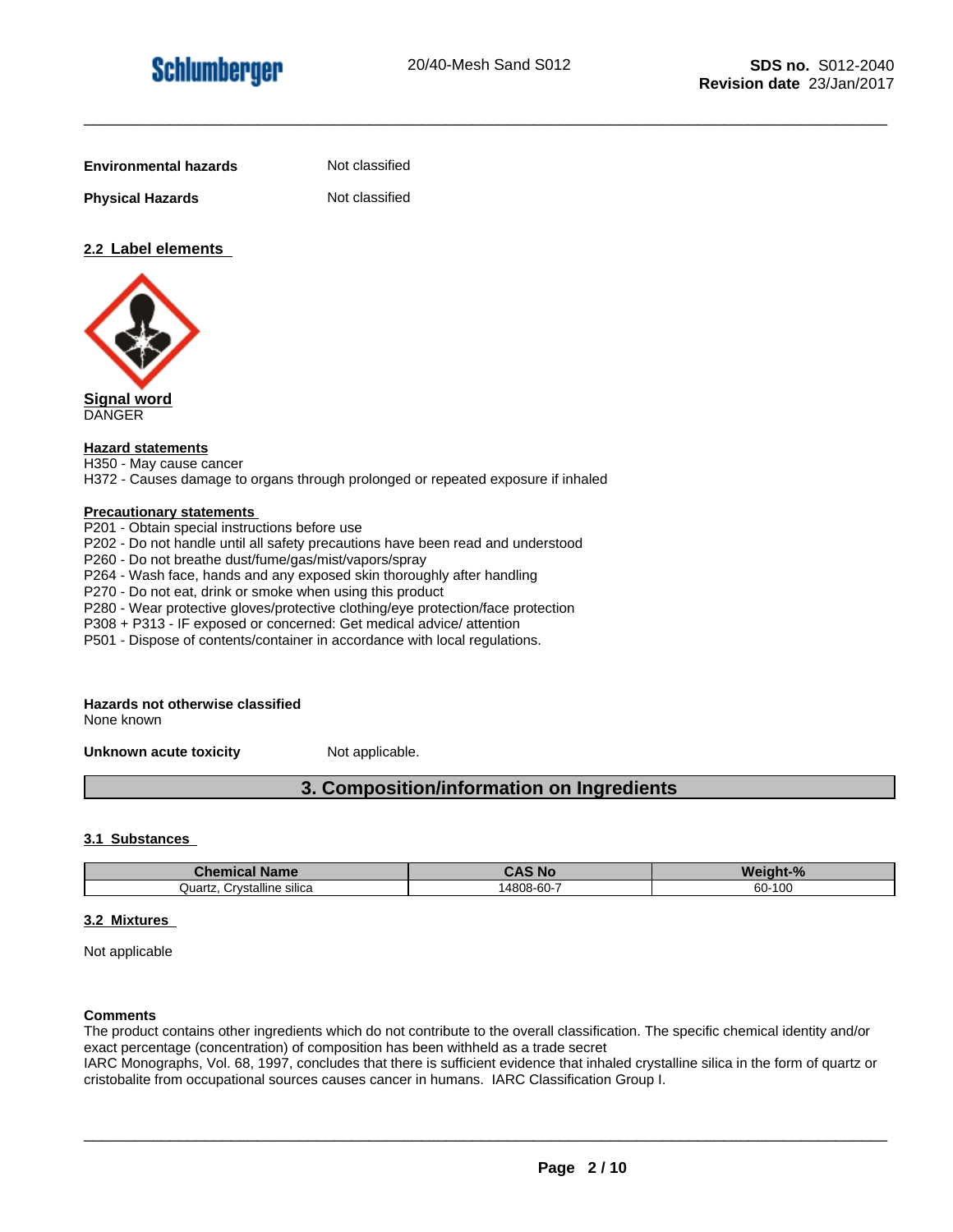**Environmental hazards** Not classified

**Physical Hazards** Not classified

## 2.2 Label elements

**Signal word**
DANGER

**Hazard statements**
H350 - May cause cancer
H372 - Causes damage to organs through prolonged or repeated exposure if inhaled

**Precautionary statements**
P201 - Obtain special instructions before use
P202 - Do not handle until all safety precautions have been read and understood
P260 - Do not breathe dust/fume/gas/mist/vapors/spray
P264 - Wash face, hands and any exposed skin thoroughly after handling
P270 - Do not eat, drink or smoke when using this product
P280 - Wear protective gloves/protective clothing/eye protection/face protection
P308 + P313 - IF exposed or concerned: Get medical advice/ attention
P501 - Dispose of contents/container in accordance with local regulations.

**Hazards not otherwise classified**
None known

**Unknown acute toxicity** Not applicable.

# 3. Composition/information on Ingredients

## 3.1 Substances

| Chemical Name | CAS No | Weight-% |
|---|---|---|
| Quartz, Crystalline silica | 14808-60-7 | 60-100 |

## 3.2 Mixtures

Not applicable

**Comments**
The product contains other ingredients which do not contribute to the overall classification. The specific chemical identity and/or exact percentage (concentration) of composition has been withheld as a trade secret
IARC Monographs, Vol. 68, 1997, concludes that there is sufficient evidence that inhaled crystalline silica in the form of quartz or cristobalite from occupational sources causes cancer in humans. IARC Classification Group I.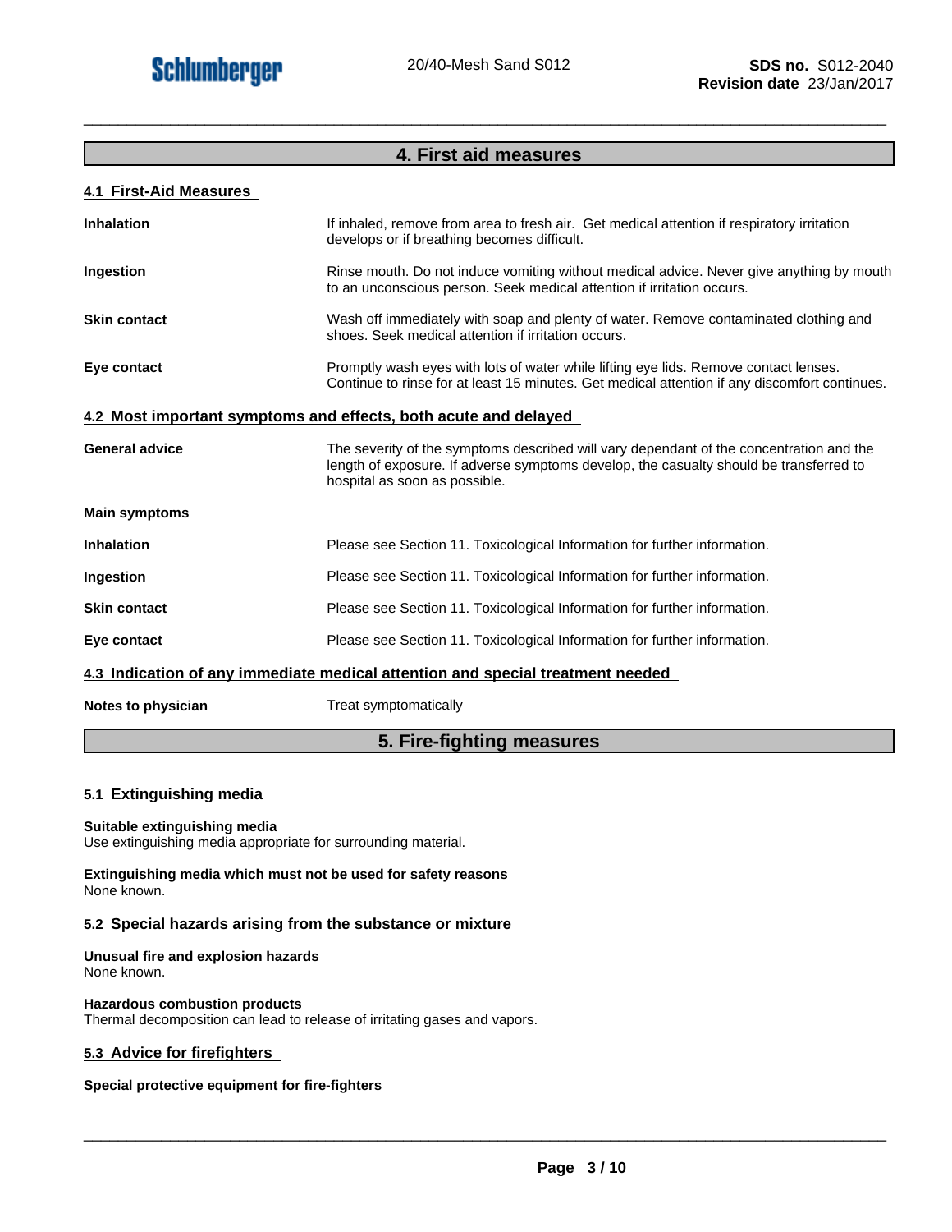## 4. First aid measures

### 4.1 First-Aid Measures

| | |
|---|---|
| **Inhalation** | If inhaled, remove from area to fresh air. Get medical attention if respiratory irritation develops or if breathing becomes difficult. |
| **Ingestion** | Rinse mouth. Do not induce vomiting without medical advice. Never give anything by mouth to an unconscious person. Seek medical attention if irritation occurs. |
| **Skin contact** | Wash off immediately with soap and plenty of water. Remove contaminated clothing and shoes. Seek medical attention if irritation occurs. |
| **Eye contact** | Promptly wash eyes with lots of water while lifting eye lids. Remove contact lenses. Continue to rinse for at least 15 minutes. Get medical attention if any discomfort continues. |

### 4.2 Most important symptoms and effects, both acute and delayed

| | |
|---|---|
| **General advice** | The severity of the symptoms described will vary dependant of the concentration and the length of exposure. If adverse symptoms develop, the casualty should be transferred to hospital as soon as possible. |
| **Main symptoms** | |
| **Inhalation** | Please see Section 11. Toxicological Information for further information. |
| **Ingestion** | Please see Section 11. Toxicological Information for further information. |
| **Skin contact** | Please see Section 11. Toxicological Information for further information. |
| **Eye contact** | Please see Section 11. Toxicological Information for further information. |

### 4.3 Indication of any immediate medical attention and special treatment needed

| | |
|---|---|
| **Notes to physician** | Treat symptomatically |

## 5. Fire-fighting measures

### 5.1 Extinguishing media

**Suitable extinguishing media**
Use extinguishing media appropriate for surrounding material.

**Extinguishing media which must not be used for safety reasons**
None known.

### 5.2 Special hazards arising from the substance or mixture

**Unusual fire and explosion hazards**
None known.

**Hazardous combustion products**
Thermal decomposition can lead to release of irritating gases and vapors.

### 5.3 Advice for firefighters

**Special protective equipment for fire-fighters**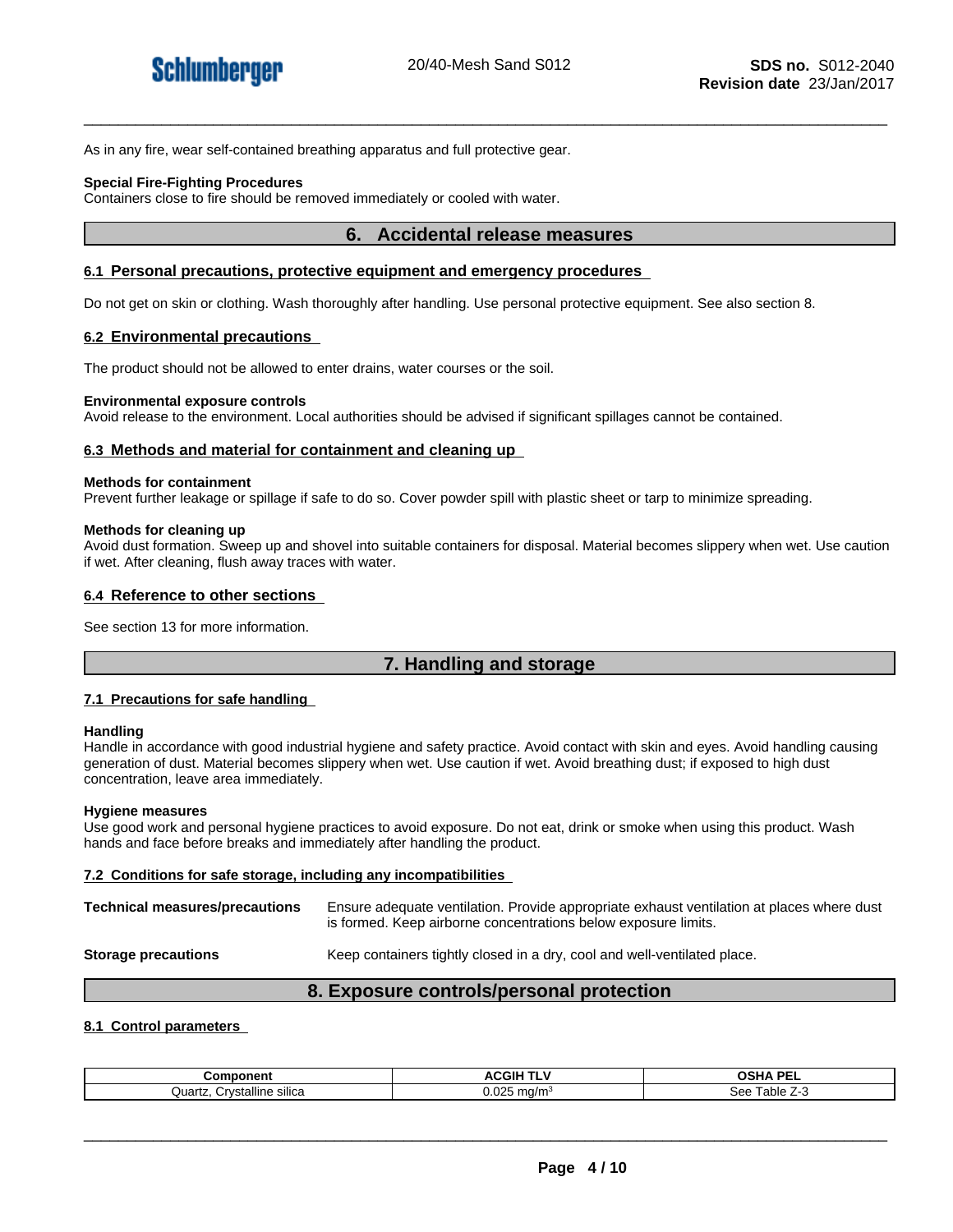As in any fire, wear self-contained breathing apparatus and full protective gear.

**Special Fire-Fighting Procedures**
Containers close to fire should be removed immediately or cooled with water.

## 6. Accidental release measures

### 6.1 Personal precautions, protective equipment and emergency procedures

Do not get on skin or clothing. Wash thoroughly after handling. Use personal protective equipment. See also section 8.

### 6.2 Environmental precautions

The product should not be allowed to enter drains, water courses or the soil.

**Environmental exposure controls**
Avoid release to the environment. Local authorities should be advised if significant spillages cannot be contained.

### 6.3 Methods and material for containment and cleaning up

**Methods for containment**
Prevent further leakage or spillage if safe to do so. Cover powder spill with plastic sheet or tarp to minimize spreading.

**Methods for cleaning up**
Avoid dust formation. Sweep up and shovel into suitable containers for disposal. Material becomes slippery when wet. Use caution if wet. After cleaning, flush away traces with water.

### 6.4 Reference to other sections

See section 13 for more information.

## 7. Handling and storage

### 7.1 Precautions for safe handling

**Handling**
Handle in accordance with good industrial hygiene and safety practice. Avoid contact with skin and eyes. Avoid handling causing generation of dust. Material becomes slippery when wet. Use caution if wet. Avoid breathing dust; if exposed to high dust concentration, leave area immediately.

**Hygiene measures**
Use good work and personal hygiene practices to avoid exposure. Do not eat, drink or smoke when using this product. Wash hands and face before breaks and immediately after handling the product.

### 7.2 Conditions for safe storage, including any incompatibilities

**Technical measures/precautions** Ensure adequate ventilation. Provide appropriate exhaust ventilation at places where dust is formed. Keep airborne concentrations below exposure limits.

**Storage precautions** Keep containers tightly closed in a dry, cool and well-ventilated place.

## 8. Exposure controls/personal protection

### 8.1 Control parameters

| Component | ACGIH TLV | OSHA PEL |
|---|---|---|
| Quartz, Crystalline silica | 0.025 mg/m$^3$ | See Table Z-3 |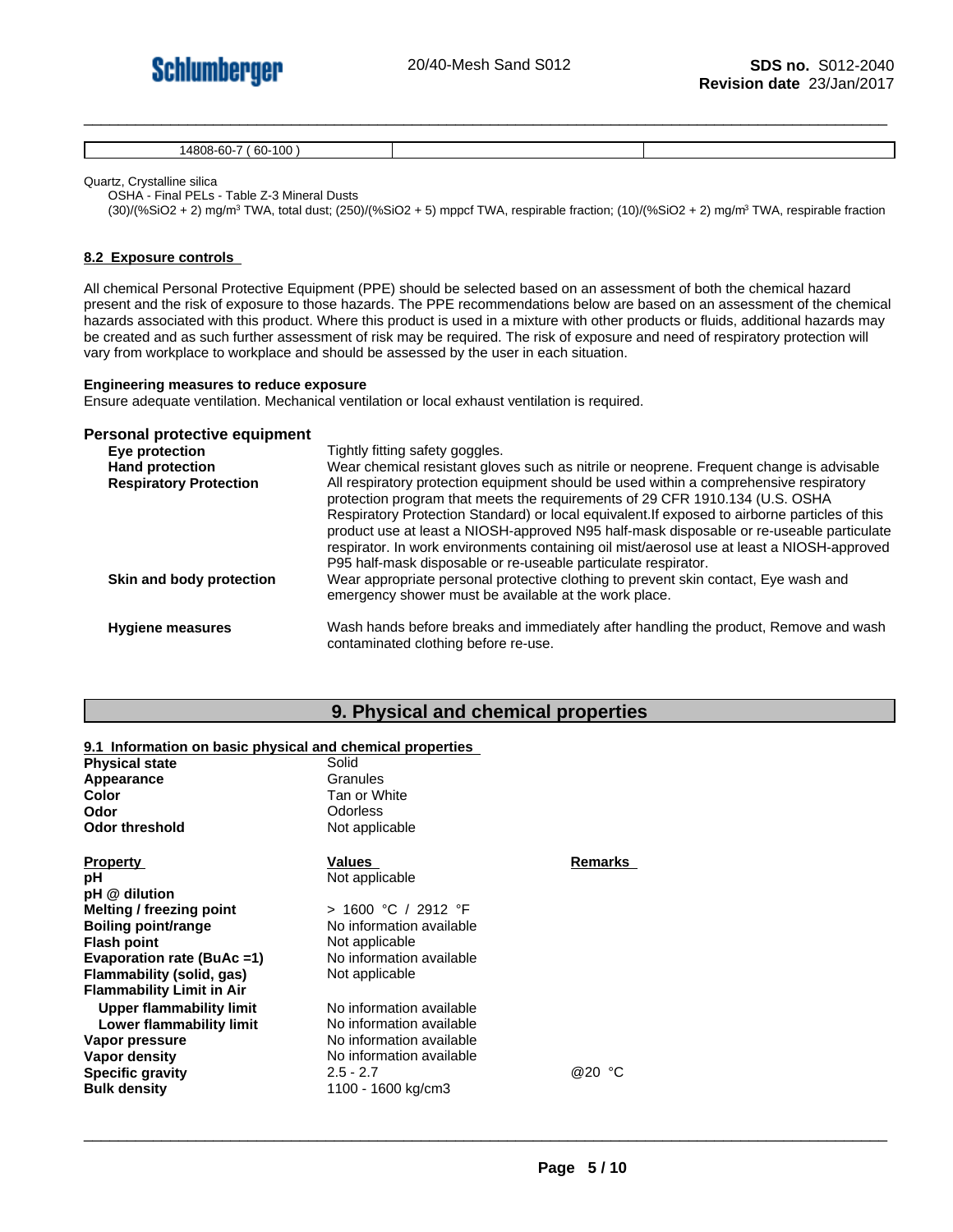| 14808-60-7 ( 60-100 ) | | |
|---|---|---|

Quartz, Crystalline silica
OSHA - Final PELs - Table Z-3 Mineral Dusts
(30)/(%SiO2 + 2) mg/m³ TWA, total dust; (250)/(%SiO2 + 5) mppcf TWA, respirable fraction; (10)/(%SiO2 + 2) mg/m³ TWA, respirable fraction

### 8.2 Exposure controls

All chemical Personal Protective Equipment (PPE) should be selected based on an assessment of both the chemical hazard present and the risk of exposure to those hazards. The PPE recommendations below are based on an assessment of the chemical hazards associated with this product. Where this product is used in a mixture with other products or fluids, additional hazards may be created and as such further assessment of risk may be required. The risk of exposure and need of respiratory protection will vary from workplace to workplace and should be assessed by the user in each situation.

**Engineering measures to reduce exposure**
Ensure adequate ventilation. Mechanical ventilation or local exhaust ventilation is required.

**Personal protective equipment**

| | |
|---|---|
| **Eye protection** | Tightly fitting safety goggles. |
| **Hand protection** | Wear chemical resistant gloves such as nitrile or neoprene. Frequent change is advisable |
| **Respiratory Protection** | All respiratory protection equipment should be used within a comprehensive respiratory protection program that meets the requirements of 29 CFR 1910.134 (U.S. OSHA Respiratory Protection Standard) or local equivalent.If exposed to airborne particles of this product use at least a NIOSH-approved N95 half-mask disposable or re-useable particulate respirator. In work environments containing oil mist/aerosol use at least a NIOSH-approved P95 half-mask disposable or re-useable particulate respirator. |
| **Skin and body protection** | Wear appropriate personal protective clothing to prevent skin contact, Eye wash and emergency shower must be available at the work place. |
| **Hygiene measures** | Wash hands before breaks and immediately after handling the product, Remove and wash contaminated clothing before re-use. |

## 9. Physical and chemical properties

### 9.1 Information on basic physical and chemical properties

| | |
|---|---|
| **Physical state** | Solid |
| **Appearance** | Granules |
| **Color** | Tan or White |
| **Odor** | Odorless |
| **Odor threshold** | Not applicable |

| Property | Values | Remarks |
|---|---|---|
| **pH** | Not applicable | |
| **pH @ dilution** | | |
| **Melting / freezing point** | > 1600 °C / 2912 °F | |
| **Boiling point/range** | No information available | |
| **Flash point** | Not applicable | |
| **Evaporation rate (BuAc =1)** | No information available | |
| **Flammability (solid, gas)** | Not applicable | |
| **Flammability Limit in Air** | | |
| **Upper flammability limit** | No information available | |
| **Lower flammability limit** | No information available | |
| **Vapor pressure** | No information available | |
| **Vapor density** | No information available | |
| **Specific gravity** | 2.5 - 2.7 | @20 °C |
| **Bulk density** | 1100 - 1600 kg/cm3 | |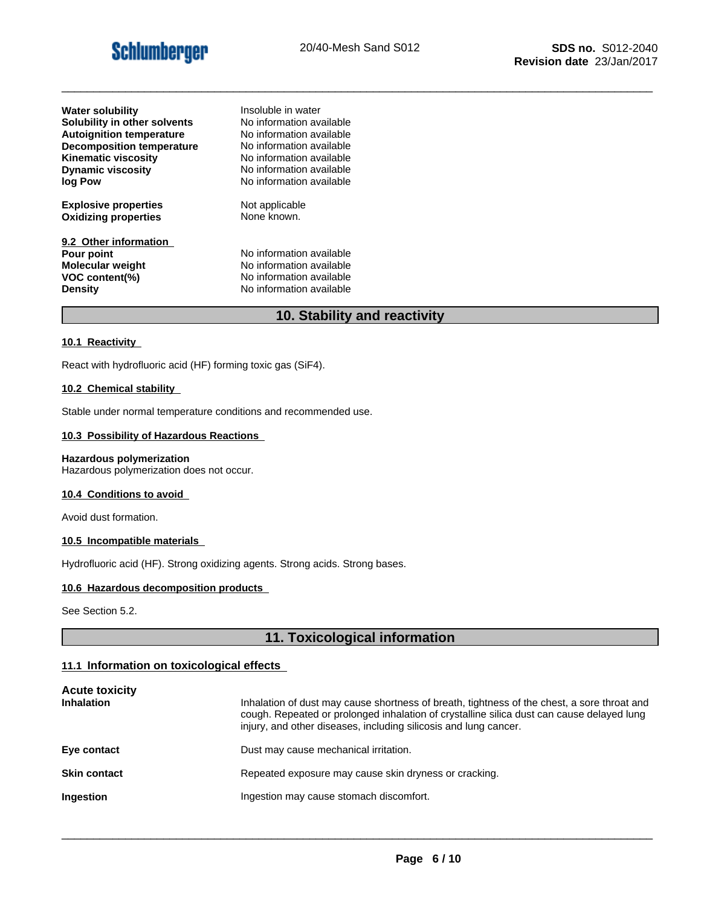| | |
|---|---|
| **Water solubility** | Insoluble in water |
| **Solubility in other solvents** | No information available |
| **Autoignition temperature** | No information available |
| **Decomposition temperature** | No information available |
| **Kinematic viscosity** | No information available |
| **Dynamic viscosity** | No information available |
| **log Pow** | No information available |
| **Explosive properties** | Not applicable |
| **Oxidizing properties** | None known. |

**9.2 Other information**

| | |
|---|---|
| **Pour point** | No information available |
| **Molecular weight** | No information available |
| **VOC content(%)** | No information available |
| **Density** | No information available |

## 10. Stability and reactivity

**10.1 Reactivity**

React with hydrofluoric acid (HF) forming toxic gas ($SiF_4$).

**10.2 Chemical stability**

Stable under normal temperature conditions and recommended use.

**10.3 Possibility of Hazardous Reactions**

**Hazardous polymerization**
Hazardous polymerization does not occur.

**10.4 Conditions to avoid**

Avoid dust formation.

**10.5 Incompatible materials**

Hydrofluoric acid (HF). Strong oxidizing agents. Strong acids. Strong bases.

**10.6 Hazardous decomposition products**

See Section 5.2.

## 11. Toxicological information

### 11.1 Information on toxicological effects

**Acute toxicity**

| | |
|---|---|
| **Inhalation** | Inhalation of dust may cause shortness of breath, tightness of the chest, a sore throat and cough. Repeated or prolonged inhalation of crystalline silica dust can cause delayed lung injury, and other diseases, including silicosis and lung cancer. |
| **Eye contact** | Dust may cause mechanical irritation. |
| **Skin contact** | Repeated exposure may cause skin dryness or cracking. |
| **Ingestion** | Ingestion may cause stomach discomfort. |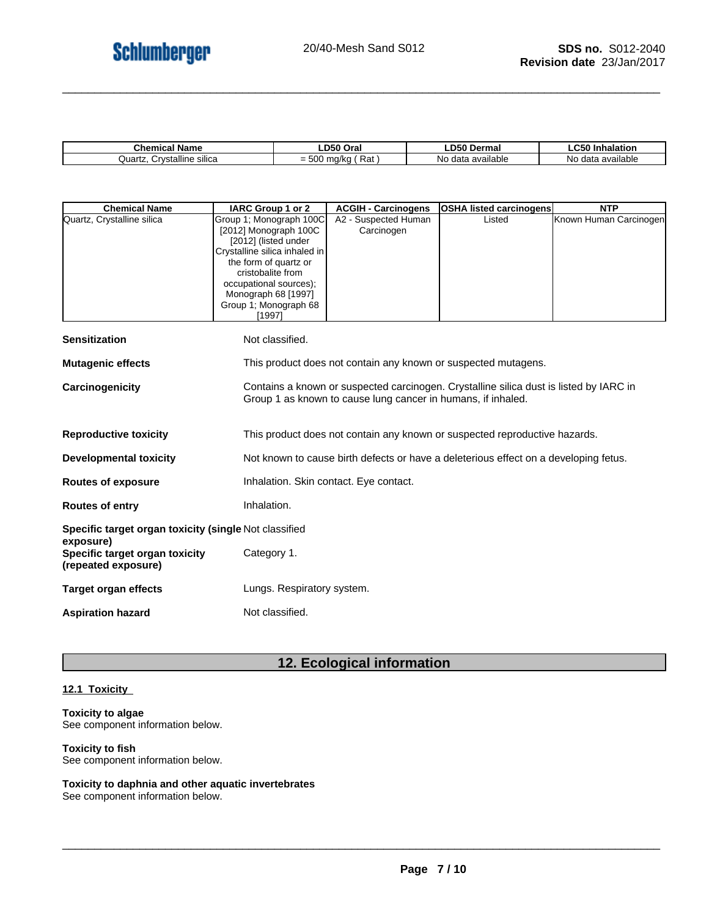| Chemical Name | LD50 Oral | LD50 Dermal | LC50 Inhalation |
| --- | --- | --- | --- |
| Quartz, Crystalline silica | = 500 mg/kg ( Rat ) | No data available | No data available |

| Chemical Name | IARC Group 1 or 2 | ACGIH - Carcinogens | OSHA listed carcinogens | NTP |
| --- | --- | --- | --- | --- |
| Quartz, Crystalline silica | Group 1; Monograph 100C [2012] Monograph 100C [2012] (listed under Crystalline silica inhaled in the form of quartz or cristobalite from occupational sources); Monograph 68 [1997] Group 1; Monograph 68 [1997] | A2 - Suspected Human Carcinogen | Listed | Known Human Carcinogen |

**Sensitization** Not classified.

**Mutagenic effects** This product does not contain any known or suspected mutagens.

**Carcinogenicity** Contains a known or suspected carcinogen. Crystalline silica dust is listed by IARC in Group 1 as known to cause lung cancer in humans, if inhaled.

**Reproductive toxicity** This product does not contain any known or suspected reproductive hazards.

**Developmental toxicity** Not known to cause birth defects or have a deleterious effect on a developing fetus.

**Routes of exposure** Inhalation. Skin contact. Eye contact.

**Routes of entry** Inhalation.

**Specific target organ toxicity (single exposure)** Not classified

**Specific target organ toxicity (repeated exposure)** Category 1.

**Target organ effects** Lungs. Respiratory system.

**Aspiration hazard** Not classified.

## 12. Ecological information

### 12.1 Toxicity

**Toxicity to algae**
See component information below.

**Toxicity to fish**
See component information below.

**Toxicity to daphnia and other aquatic invertebrates**
See component information below.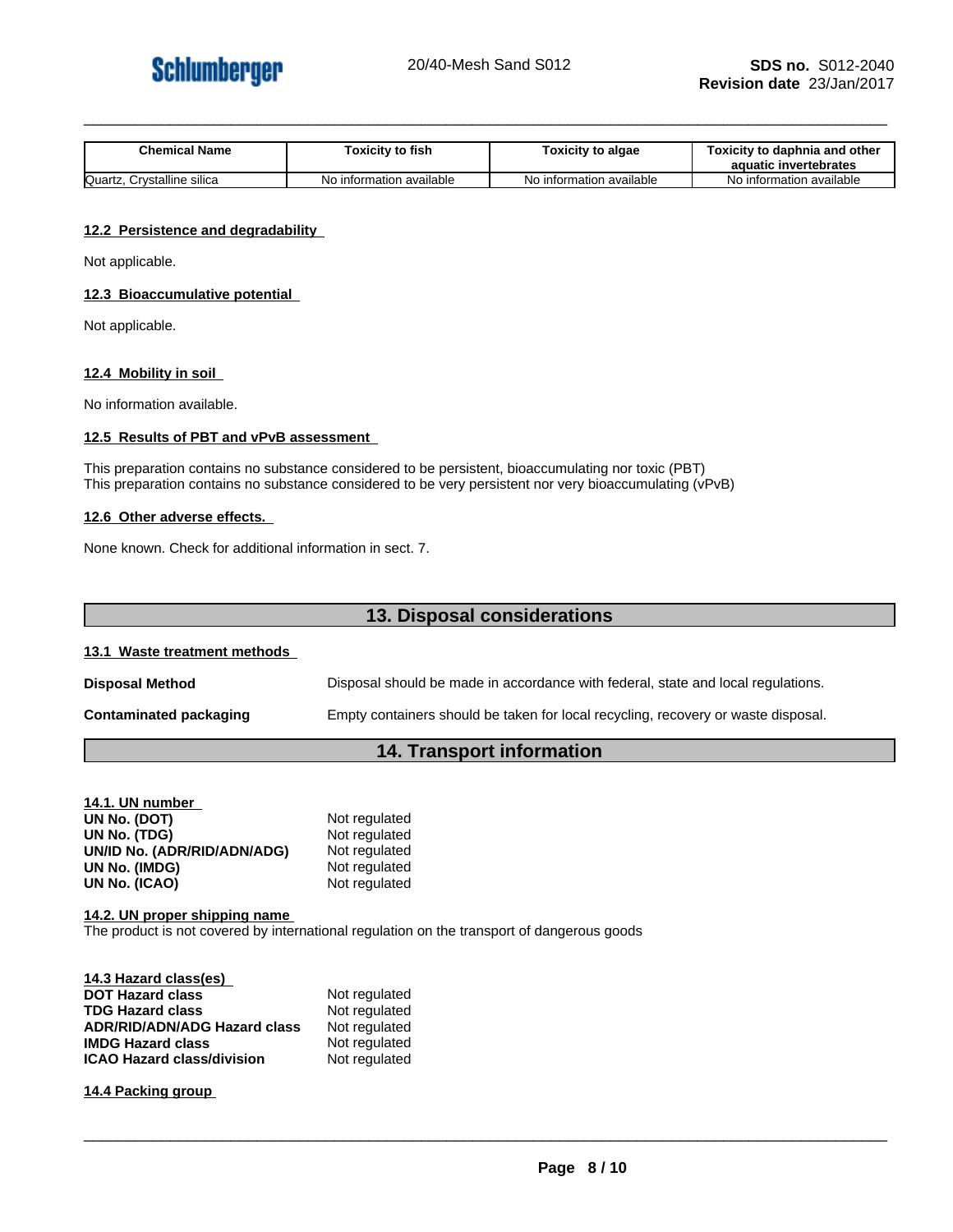| Chemical Name | Toxicity to fish | Toxicity to algae | Toxicity to daphnia and other aquatic invertebrates |
|---|---|---|---|
| Quartz, Crystalline silica | No information available | No information available | No information available |

### 12.2 Persistence and degradability

Not applicable.

### 12.3 Bioaccumulative potential

Not applicable.

### 12.4 Mobility in soil

No information available.

### 12.5 Results of PBT and vPvB assessment

This preparation contains no substance considered to be persistent, bioaccumulating nor toxic (PBT)
This preparation contains no substance considered to be very persistent nor very bioaccumulating (vPvB)

### 12.6 Other adverse effects.

None known. Check for additional information in sect. 7.

## 13. Disposal considerations

### 13.1 Waste treatment methods

**Disposal Method** Disposal should be made in accordance with federal, state and local regulations.

**Contaminated packaging** Empty containers should be taken for local recycling, recovery or waste disposal.

## 14. Transport information

### 14.1. UN number

| | |
|---|---|
| **UN No. (DOT)** | Not regulated |
| **UN No. (TDG)** | Not regulated |
| **UN/ID No. (ADR/RID/ADN/ADG)** | Not regulated |
| **UN No. (IMDG)** | Not regulated |
| **UN No. (ICAO)** | Not regulated |

### 14.2. UN proper shipping name

The product is not covered by international regulation on the transport of dangerous goods

### 14.3 Hazard class(es)

| | |
|---|---|
| **DOT Hazard class** | Not regulated |
| **TDG Hazard class** | Not regulated |
| **ADR/RID/ADN/ADG Hazard class** | Not regulated |
| **IMDG Hazard class** | Not regulated |
| **ICAO Hazard class/division** | Not regulated |

### 14.4 Packing group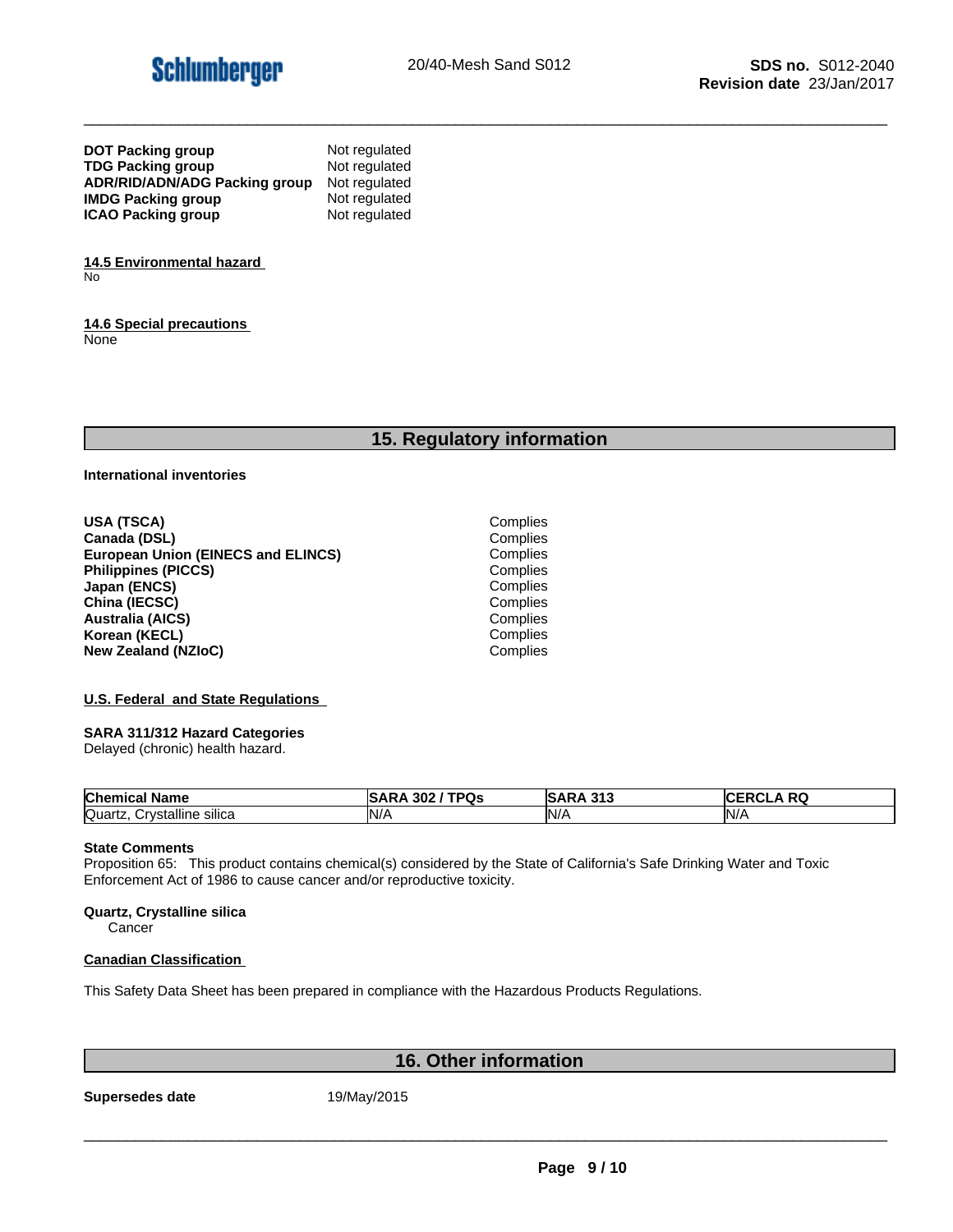**DOT Packing group** Not regulated
**TDG Packing group** Not regulated
**ADR/RID/ADN/ADG Packing group** Not regulated
**IMDG Packing group** Not regulated
**ICAO Packing group** Not regulated

**14.5 Environmental hazard**
No

**14.6 Special precautions**
None

## 15. Regulatory information

**International inventories**

| | |
|---|---|
| **USA (TSCA)** | Complies |
| **Canada (DSL)** | Complies |
| **European Union (EINECS and ELINCS)** | Complies |
| **Philippines (PICCS)** | Complies |
| **Japan (ENCS)** | Complies |
| **China (IECSC)** | Complies |
| **Australia (AICS)** | Complies |
| **Korean (KECL)** | Complies |
| **New Zealand (NZIoC)** | Complies |

**U.S. Federal and State Regulations**

**SARA 311/312 Hazard Categories**
Delayed (chronic) health hazard.

| Chemical Name | SARA 302 / TPQs | SARA 313 | CERCLA RQ |
|---|---|---|---|
| Quartz, Crystalline silica | N/A | N/A | N/A |

**State Comments**
Proposition 65: This product contains chemical(s) considered by the State of California's Safe Drinking Water and Toxic Enforcement Act of 1986 to cause cancer and/or reproductive toxicity.

**Quartz, Crystalline silica**
Cancer

**Canadian Classification**

This Safety Data Sheet has been prepared in compliance with the Hazardous Products Regulations.

## 16. Other information

**Supersedes date** 19/May/2015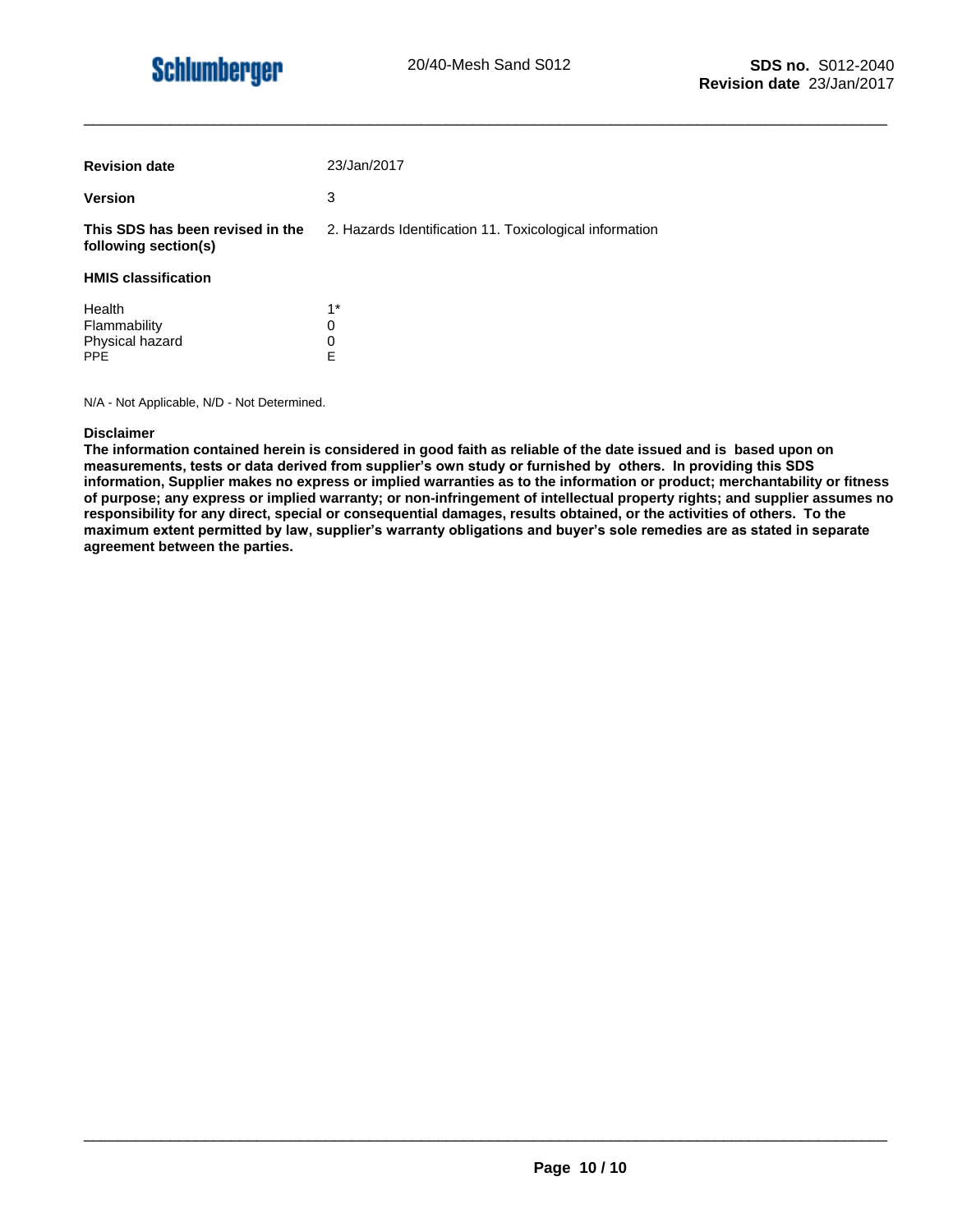| | |
|---|---|
| **Revision date** | 23/Jan/2017 |
| **Version** | 3 |
| **This SDS has been revised in the following section(s)** | 2. Hazards Identification 11. Toxicological information |

**HMIS classification**

| | |
|---|---|
| Health | 1* |
| Flammability | 0 |
| Physical hazard | 0 |
| PPE | E |

N/A - Not Applicable, N/D - Not Determined.

**Disclaimer**

**The information contained herein is considered in good faith as reliable of the date issued and is based upon on measurements, tests or data derived from supplier's own study or furnished by others. In providing this SDS information, Supplier makes no express or implied warranties as to the information or product; merchantability or fitness of purpose; any express or implied warranty; or non-infringement of intellectual property rights; and supplier assumes no responsibility for any direct, special or consequential damages, results obtained, or the activities of others. To the maximum extent permitted by law, supplier's warranty obligations and buyer's sole remedies are as stated in separate agreement between the parties.**